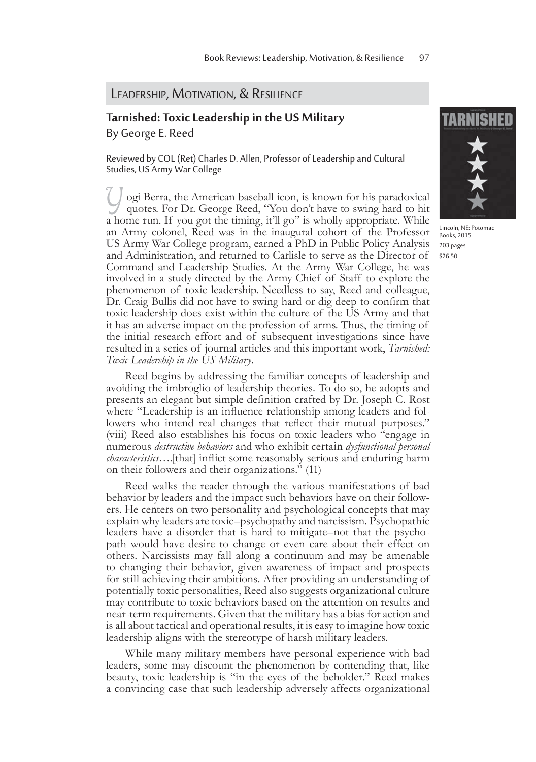## Leadership, Motivation, & Resilience

### Tarnished: Toxic Leadership in the US Military

By George E. Reed

Reviewed by COL (Ret) Charles D. Allen, Professor of Leadership and Cultural Studies, US Army War College

Lincoln, NE: Potomac Books, 2015
203 pages.
$26.50

Yogi Berra, the American baseball icon, is known for his paradoxical quotes. For Dr. George Reed, "You don't have to swing hard to hit a home run. If you got the timing, it'll go" is wholly appropriate. While an Army colonel, Reed was in the inaugural cohort of the Professor US Army War College program, earned a PhD in Public Policy Analysis and Administration, and returned to Carlisle to serve as the Director of Command and Leadership Studies. At the Army War College, he was involved in a study directed by the Army Chief of Staff to explore the phenomenon of toxic leadership. Needless to say, Reed and colleague, Dr. Craig Bullis did not have to swing hard or dig deep to confirm that toxic leadership does exist within the culture of the US Army and that it has an adverse impact on the profession of arms. Thus, the timing of the initial research effort and of subsequent investigations since have resulted in a series of journal articles and this important work, *Tarnished: Toxic Leadership in the US Military*.

Reed begins by addressing the familiar concepts of leadership and avoiding the imbroglio of leadership theories. To do so, he adopts and presents an elegant but simple definition crafted by Dr. Joseph C. Rost where "Leadership is an influence relationship among leaders and followers who intend real changes that reflect their mutual purposes." (viii) Reed also establishes his focus on toxic leaders who "engage in numerous *destructive behaviors* and who exhibit certain *dysfunctional personal characteristics*….[that] inflict some reasonably serious and enduring harm on their followers and their organizations." (11)

Reed walks the reader through the various manifestations of bad behavior by leaders and the impact such behaviors have on their followers. He centers on two personality and psychological concepts that may explain why leaders are toxic–psychopathy and narcissism. Psychopathic leaders have a disorder that is hard to mitigate–not that the psychopath would have desire to change or even care about their effect on others. Narcissists may fall along a continuum and may be amenable to changing their behavior, given awareness of impact and prospects for still achieving their ambitions. After providing an understanding of potentially toxic personalities, Reed also suggests organizational culture may contribute to toxic behaviors based on the attention on results and near-term requirements. Given that the military has a bias for action and is all about tactical and operational results, it is easy to imagine how toxic leadership aligns with the stereotype of harsh military leaders.

While many military members have personal experience with bad leaders, some may discount the phenomenon by contending that, like beauty, toxic leadership is "in the eyes of the beholder." Reed makes a convincing case that such leadership adversely affects organizational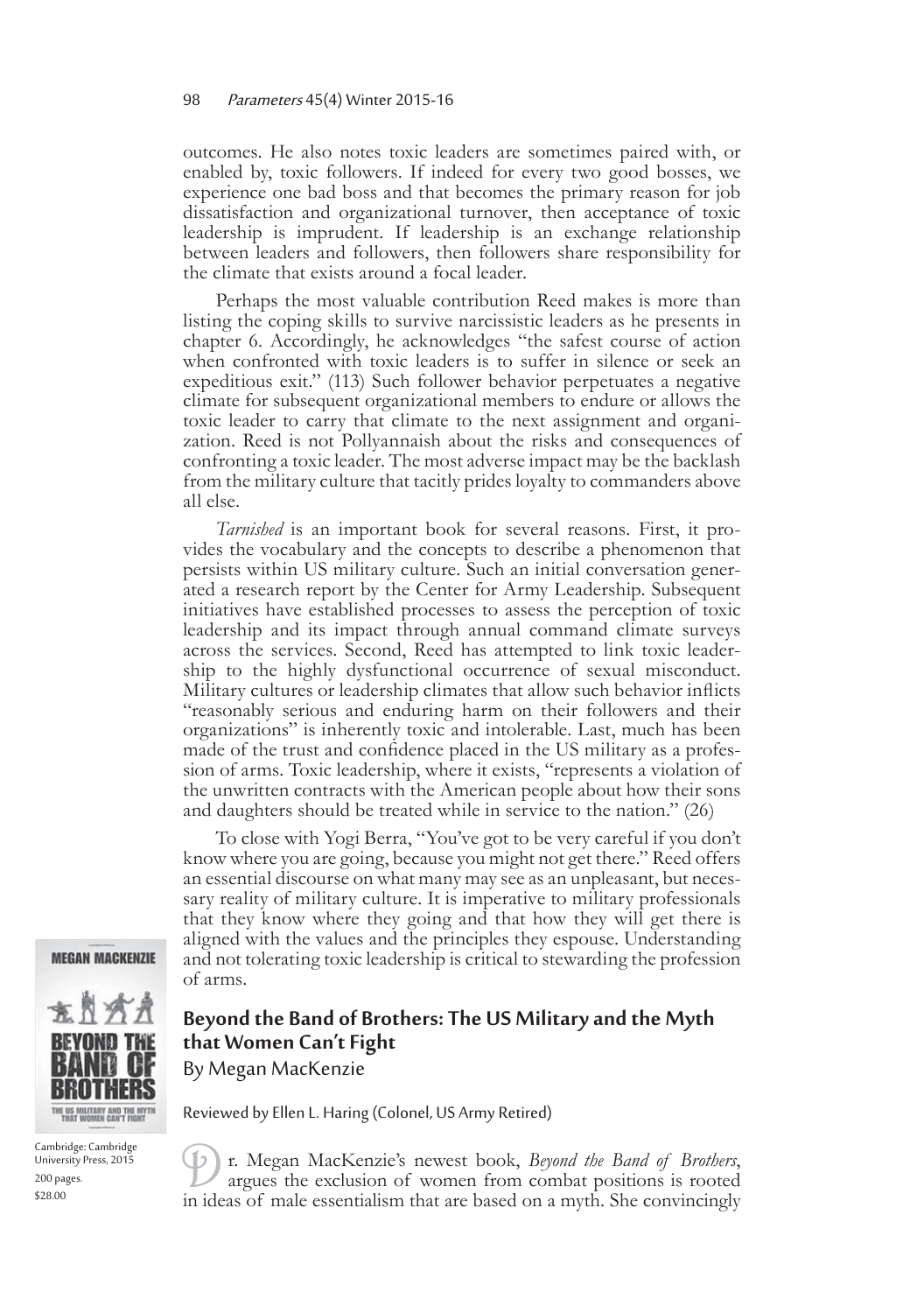outcomes. He also notes toxic leaders are sometimes paired with, or enabled by, toxic followers. If indeed for every two good bosses, we experience one bad boss and that becomes the primary reason for job dissatisfaction and organizational turnover, then acceptance of toxic leadership is imprudent. If leadership is an exchange relationship between leaders and followers, then followers share responsibility for the climate that exists around a focal leader.

Perhaps the most valuable contribution Reed makes is more than listing the coping skills to survive narcissistic leaders as he presents in chapter 6. Accordingly, he acknowledges "the safest course of action when confronted with toxic leaders is to suffer in silence or seek an expeditious exit." (113) Such follower behavior perpetuates a negative climate for subsequent organizational members to endure or allows the toxic leader to carry that climate to the next assignment and organization. Reed is not Pollyannaish about the risks and consequences of confronting a toxic leader. The most adverse impact may be the backlash from the military culture that tacitly prides loyalty to commanders above all else.

*Tarnished* is an important book for several reasons. First, it provides the vocabulary and the concepts to describe a phenomenon that persists within US military culture. Such an initial conversation generated a research report by the Center for Army Leadership. Subsequent initiatives have established processes to assess the perception of toxic leadership and its impact through annual command climate surveys across the services. Second, Reed has attempted to link toxic leadership to the highly dysfunctional occurrence of sexual misconduct. Military cultures or leadership climates that allow such behavior inflicts "reasonably serious and enduring harm on their followers and their organizations" is inherently toxic and intolerable. Last, much has been made of the trust and confidence placed in the US military as a profession of arms. Toxic leadership, where it exists, "represents a violation of the unwritten contracts with the American people about how their sons and daughters should be treated while in service to the nation." (26)

To close with Yogi Berra, "You've got to be very careful if you don't know where you are going, because you might not get there." Reed offers an essential discourse on what many may see as an unpleasant, but necessary reality of military culture. It is imperative to military professionals that they know where they going and that how they will get there is aligned with the values and the principles they espouse. Understanding and not tolerating toxic leadership is critical to stewarding the profession of arms.

## Beyond the Band of Brothers: The US Military and the Myth that Women Can't Fight

By Megan MacKenzie

Reviewed by Ellen L. Haring (Colonel, US Army Retired)

Cambridge: Cambridge University Press, 2015
200 pages.
$28.00

Dr. Megan MacKenzie's newest book, *Beyond the Band of Brothers*, argues the exclusion of women from combat positions is rooted in ideas of male essentialism that are based on a myth. She convincingly